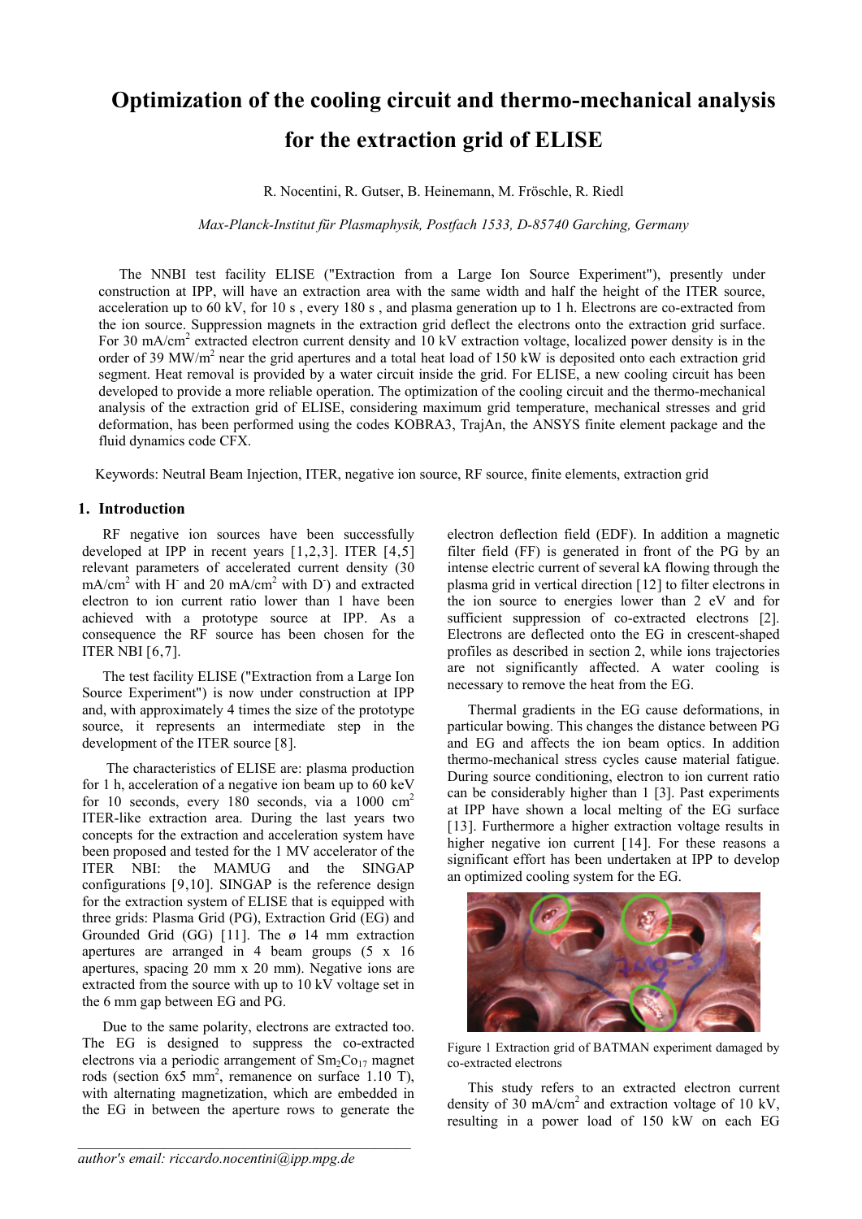# Optimization of the cooling circuit and thermo-mechanical analysis for the extraction grid of ELISE

R. Nocentini, R. Gutser, B. Heinemann, M. Fröschle, R. Riedl

*Max-Planck-Institut für Plasmaphysik, Postfach 1533, D-85740 Garching, Germany*

The NNBI test facility ELISE ("Extraction from a Large Ion Source Experiment"), presently under construction at IPP, will have an extraction area with the same width and half the height of the ITER source, acceleration up to 60 kV, for 10 s , every 180 s , and plasma generation up to 1 h. Electrons are co-extracted from the ion source. Suppression magnets in the extraction grid deflect the electrons onto the extraction grid surface. For 30 mA/cm$^2$ extracted electron current density and 10 kV extraction voltage, localized power density is in the order of 39 MW/m$^2$ near the grid apertures and a total heat load of 150 kW is deposited onto each extraction grid segment. Heat removal is provided by a water circuit inside the grid. For ELISE, a new cooling circuit has been developed to provide a more reliable operation. The optimization of the cooling circuit and the thermo-mechanical analysis of the extraction grid of ELISE, considering maximum grid temperature, mechanical stresses and grid deformation, has been performed using the codes KOBRA3, TrajAn, the ANSYS finite element package and the fluid dynamics code CFX.

Keywords: Neutral Beam Injection, ITER, negative ion source, RF source, finite elements, extraction grid

## 1. Introduction

RF negative ion sources have been successfully developed at IPP in recent years [1,2,3]. ITER [4,5] relevant parameters of accelerated current density (30 mA/cm$^2$ with $H^-$ and 20 mA/cm$^2$ with $D^-$) and extracted electron to ion current ratio lower than 1 have been achieved with a prototype source at IPP. As a consequence the RF source has been chosen for the ITER NBI [6,7].

The test facility ELISE ("Extraction from a Large Ion Source Experiment") is now under construction at IPP and, with approximately 4 times the size of the prototype source, it represents an intermediate step in the development of the ITER source [8].

The characteristics of ELISE are: plasma production for 1 h, acceleration of a negative ion beam up to 60 keV for 10 seconds, every 180 seconds, via a 1000 cm$^2$ ITER-like extraction area. During the last years two concepts for the extraction and acceleration system have been proposed and tested for the 1 MV accelerator of the ITER NBI: the MAMUG and the SINGAP configurations [9,10]. SINGAP is the reference design for the extraction system of ELISE that is equipped with three grids: Plasma Grid (PG), Extraction Grid (EG) and Grounded Grid (GG) [11]. The ø 14 mm extraction apertures are arranged in 4 beam groups (5 x 16 apertures, spacing 20 mm x 20 mm). Negative ions are extracted from the source with up to 10 kV voltage set in the 6 mm gap between EG and PG.

Due to the same polarity, electrons are extracted too. The EG is designed to suppress the co-extracted electrons via a periodic arrangement of $Sm_2Co_{17}$ magnet rods (section 6x5 mm$^2$, remanence on surface 1.10 T), with alternating magnetization, which are embedded in the EG in between the aperture rows to generate the electron deflection field (EDF). In addition a magnetic filter field (FF) is generated in front of the PG by an intense electric current of several kA flowing through the plasma grid in vertical direction [12] to filter electrons in the ion source to energies lower than 2 eV and for sufficient suppression of co-extracted electrons [2]. Electrons are deflected onto the EG in crescent-shaped profiles as described in section 2, while ions trajectories are not significantly affected. A water cooling is necessary to remove the heat from the EG.

Thermal gradients in the EG cause deformations, in particular bowing. This changes the distance between PG and EG and affects the ion beam optics. In addition thermo-mechanical stress cycles cause material fatigue. During source conditioning, electron to ion current ratio can be considerably higher than 1 [3]. Past experiments at IPP have shown a local melting of the EG surface [13]. Furthermore a higher extraction voltage results in higher negative ion current [14]. For these reasons a significant effort has been undertaken at IPP to develop an optimized cooling system for the EG.

Figure 1 Extraction grid of BATMAN experiment damaged by co-extracted electrons

This study refers to an extracted electron current density of 30 mA/cm$^2$ and extraction voltage of 10 kV, resulting in a power load of 150 kW on each EG

author's email: riccardo.nocentini@ipp.mpg.de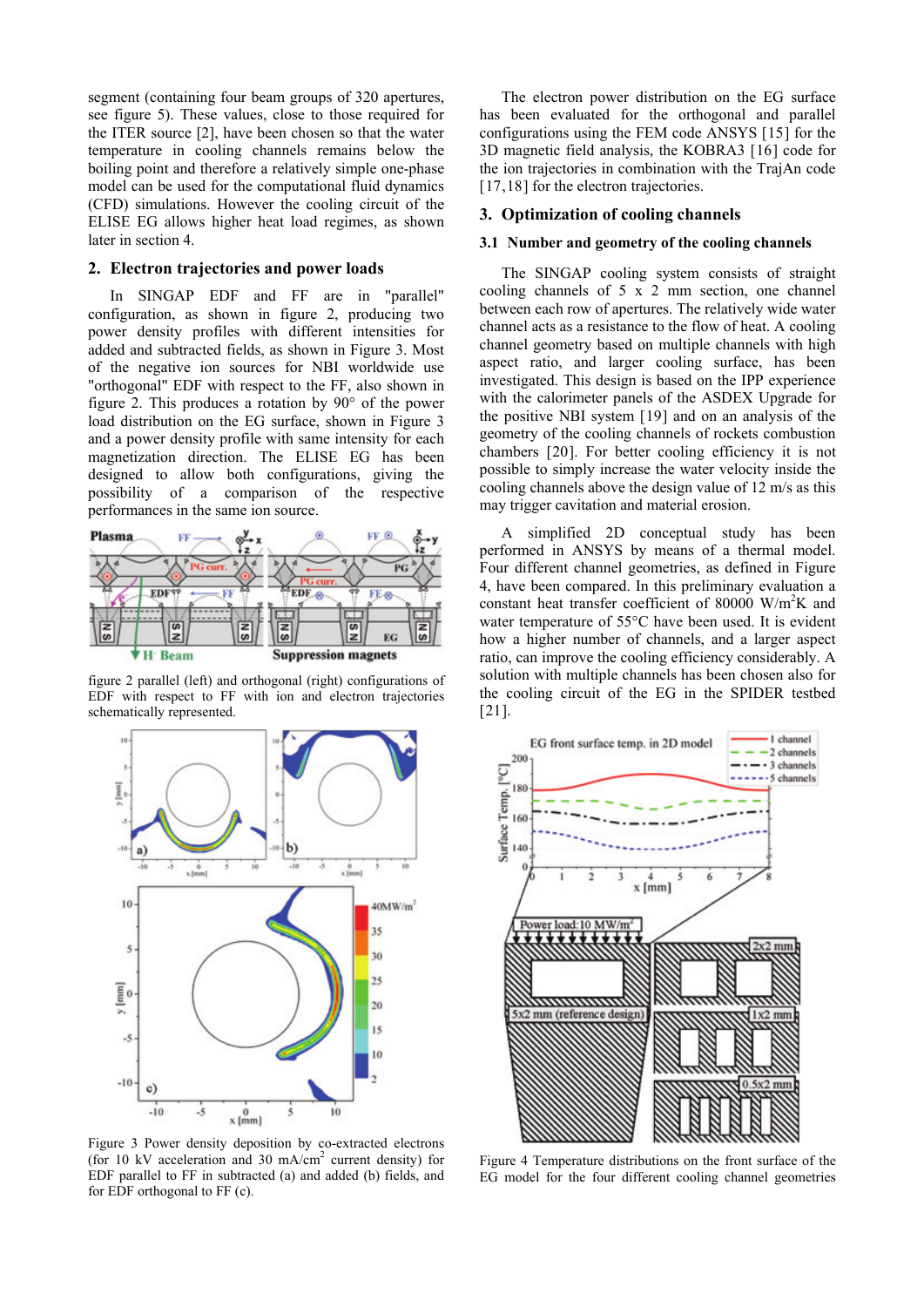segment (containing four beam groups of 320 apertures, see figure 5). These values, close to those required for the ITER source [2], have been chosen so that the water temperature in cooling channels remains below the boiling point and therefore a relatively simple one-phase model can be used for the computational fluid dynamics (CFD) simulations. However the cooling circuit of the ELISE EG allows higher heat load regimes, as shown later in section 4.

## 2. Electron trajectories and power loads

In SINGAP EDF and FF are in "parallel" configuration, as shown in figure 2, producing two power density profiles with different intensities for added and subtracted fields, as shown in Figure 3. Most of the negative ion sources for NBI worldwide use "orthogonal" EDF with respect to the FF, also shown in figure 2. This produces a rotation by 90° of the power load distribution on the EG surface, shown in Figure 3 and a power density profile with same intensity for each magnetization direction. The ELISE EG has been designed to allow both configurations, giving the possibility of a comparison of the respective performances in the same ion source.

figure 2 parallel (left) and orthogonal (right) configurations of EDF with respect to FF with ion and electron trajectories schematically represented.

Figure 3 Power density deposition by co-extracted electrons (for 10 kV acceleration and 30 mA/cm$^2$ current density) for EDF parallel to FF in subtracted (a) and added (b) fields, and for EDF orthogonal to FF (c).

The electron power distribution on the EG surface has been evaluated for the orthogonal and parallel configurations using the FEM code ANSYS [15] for the 3D magnetic field analysis, the KOBRA3 [16] code for the ion trajectories in combination with the TrajAn code [17,18] for the electron trajectories.

## 3. Optimization of cooling channels

### 3.1 Number and geometry of the cooling channels

The SINGAP cooling system consists of straight cooling channels of 5 x 2 mm section, one channel between each row of apertures. The relatively wide water channel acts as a resistance to the flow of heat. A cooling channel geometry based on multiple channels with high aspect ratio, and larger cooling surface, has been investigated. This design is based on the IPP experience with the calorimeter panels of the ASDEX Upgrade for the positive NBI system [19] and on an analysis of the geometry of the cooling channels of rockets combustion chambers [20]. For better cooling efficiency it is not possible to simply increase the water velocity inside the cooling channels above the design value of 12 m/s as this may trigger cavitation and material erosion.

A simplified 2D conceptual study has been performed in ANSYS by means of a thermal model. Four different channel geometries, as defined in Figure 4, have been compared. In this preliminary evaluation a constant heat transfer coefficient of 80000 W/m$^2$K and water temperature of 55°C have been used. It is evident how a higher number of channels, and a larger aspect ratio, can improve the cooling efficiency considerably. A solution with multiple channels has been chosen also for the cooling circuit of the EG in the SPIDER testbed [21].

Figure 4 Temperature distributions on the front surface of the EG model for the four different cooling channel geometries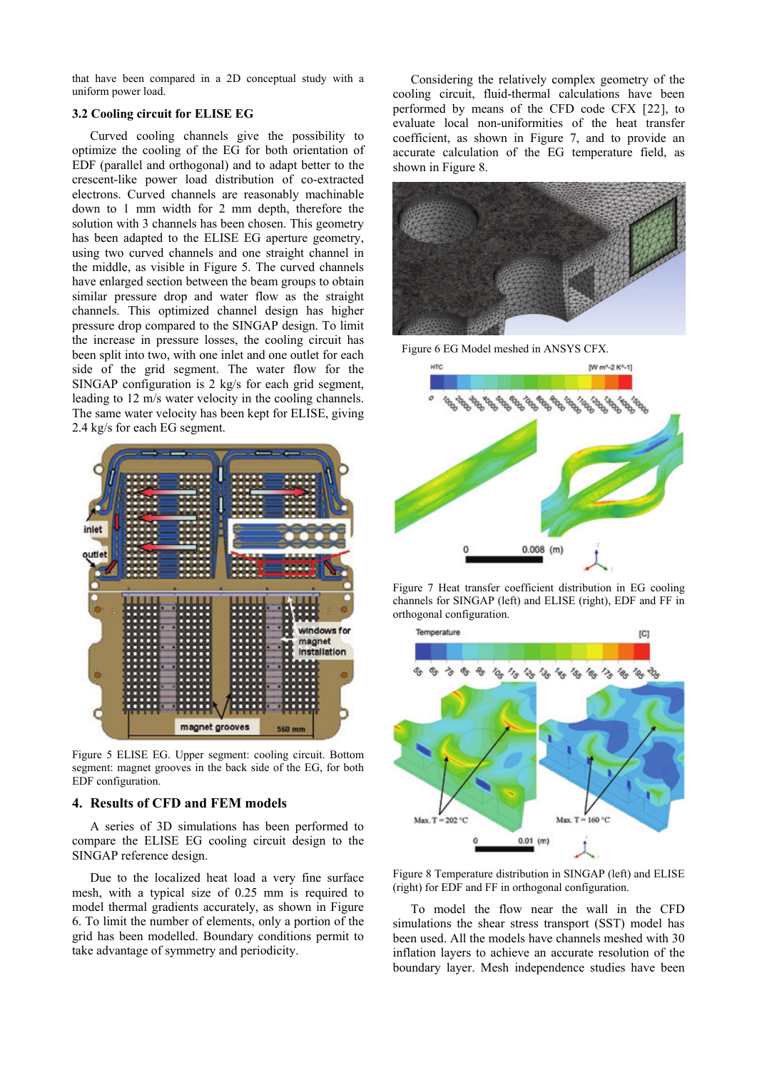that have been compared in a 2D conceptual study with a uniform power load.

### 3.2 Cooling circuit for ELISE EG

Curved cooling channels give the possibility to optimize the cooling of the EG for both orientation of EDF (parallel and orthogonal) and to adapt better to the crescent-like power load distribution of co-extracted electrons. Curved channels are reasonably machinable down to 1 mm width for 2 mm depth, therefore the solution with 3 channels has been chosen. This geometry has been adapted to the ELISE EG aperture geometry, using two curved channels and one straight channel in the middle, as visible in Figure 5. The curved channels have enlarged section between the beam groups to obtain similar pressure drop and water flow as the straight channels. This optimized channel design has higher pressure drop compared to the SINGAP design. To limit the increase in pressure losses, the cooling circuit has been split into two, with one inlet and one outlet for each side of the grid segment. The water flow for the SINGAP configuration is 2 kg/s for each grid segment, leading to 12 m/s water velocity in the cooling channels. The same water velocity has been kept for ELISE, giving 2.4 kg/s for each EG segment.

Figure 5 ELISE EG. Upper segment: cooling circuit. Bottom segment: magnet grooves in the back side of the EG, for both EDF configuration.

## 4. Results of CFD and FEM models

A series of 3D simulations has been performed to compare the ELISE EG cooling circuit design to the SINGAP reference design.

Due to the localized heat load a very fine surface mesh, with a typical size of 0.25 mm is required to model thermal gradients accurately, as shown in Figure 6. To limit the number of elements, only a portion of the grid has been modelled. Boundary conditions permit to take advantage of symmetry and periodicity.

Considering the relatively complex geometry of the cooling circuit, fluid-thermal calculations have been performed by means of the CFD code CFX [22], to evaluate local non-uniformities of the heat transfer coefficient, as shown in Figure 7, and to provide an accurate calculation of the EG temperature field, as shown in Figure 8.

Figure 6 EG Model meshed in ANSYS CFX.

Figure 7 Heat transfer coefficient distribution in EG cooling channels for SINGAP (left) and ELISE (right), EDF and FF in orthogonal configuration.

Figure 8 Temperature distribution in SINGAP (left) and ELISE (right) for EDF and FF in orthogonal configuration.

To model the flow near the wall in the CFD simulations the shear stress transport (SST) model has been used. All the models have channels meshed with 30 inflation layers to achieve an accurate resolution of the boundary layer. Mesh independence studies have been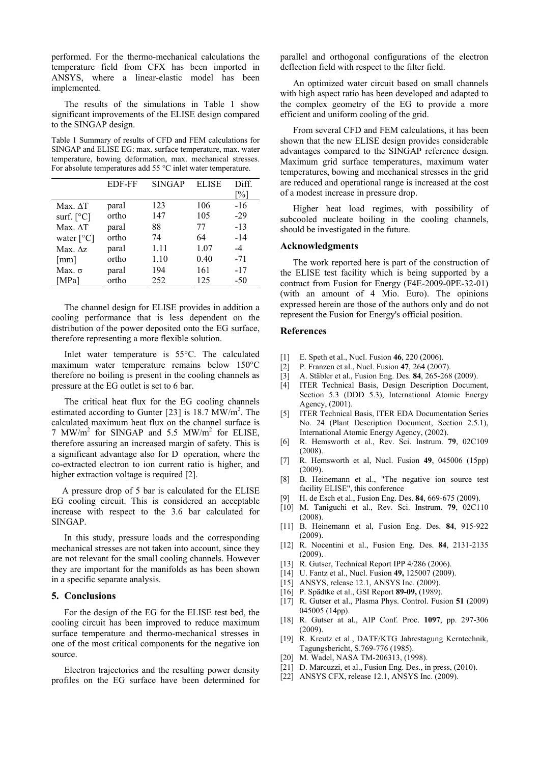performed. For the thermo-mechanical calculations the temperature field from CFX has been imported in ANSYS, where a linear-elastic model has been implemented.

The results of the simulations in Table 1 show significant improvements of the ELISE design compared to the SINGAP design.

Table 1 Summary of results of CFD and FEM calculations for SINGAP and ELISE EG: max. surface temperature, max. water temperature, bowing deformation, max. mechanical stresses. For absolute temperatures add 55 °C inlet water temperature.

| | EDF-FF | SINGAP | ELISE | Diff. [%] |
|---|---|---|---|---|
| Max. $\Delta T$ | paral | 123 | 106 | -16 |
| surf. [°C] | ortho | 147 | 105 | -29 |
| Max. $\Delta T$ | paral | 88 | 77 | -13 |
| water [°C] | ortho | 74 | 64 | -14 |
| Max. $\Delta z$ | paral | 1.11 | 1.07 | -4 |
| [mm] | ortho | 1.10 | 0.40 | -71 |
| Max. $\sigma$ | paral | 194 | 161 | -17 |
| [MPa] | ortho | 252 | 125 | -50 |

The channel design for ELISE provides in addition a cooling performance that is less dependent on the distribution of the power deposited onto the EG surface, therefore representing a more flexible solution.

Inlet water temperature is 55°C. The calculated maximum water temperature remains below 150°C therefore no boiling is present in the cooling channels as pressure at the EG outlet is set to 6 bar.

The critical heat flux for the EG cooling channels estimated according to Gunter [23] is 18.7 MW/m$^2$. The calculated maximum heat flux on the channel surface is 7 MW/m$^2$ for SINGAP and 5.5 MW/m$^2$ for ELISE, therefore assuring an increased margin of safety. This is a significant advantage also for $D^-$ operation, where the co-extracted electron to ion current ratio is higher, and higher extraction voltage is required [2].

A pressure drop of 5 bar is calculated for the ELISE EG cooling circuit. This is considered an acceptable increase with respect to the 3.6 bar calculated for SINGAP.

In this study, pressure loads and the corresponding mechanical stresses are not taken into account, since they are not relevant for the small cooling channels. However they are important for the manifolds as has been shown in a specific separate analysis.

## 5. Conclusions

For the design of the EG for the ELISE test bed, the cooling circuit has been improved to reduce maximum surface temperature and thermo-mechanical stresses in one of the most critical components for the negative ion source.

Electron trajectories and the resulting power density profiles on the EG surface have been determined for parallel and orthogonal configurations of the electron deflection field with respect to the filter field.

An optimized water circuit based on small channels with high aspect ratio has been developed and adapted to the complex geometry of the EG to provide a more efficient and uniform cooling of the grid.

From several CFD and FEM calculations, it has been shown that the new ELISE design provides considerable advantages compared to the SINGAP reference design. Maximum grid surface temperatures, maximum water temperatures, bowing and mechanical stresses in the grid are reduced and operational range is increased at the cost of a modest increase in pressure drop.

Higher heat load regimes, with possibility of subcooled nucleate boiling in the cooling channels, should be investigated in the future.

## Acknowledgments

The work reported here is part of the construction of the ELISE test facility which is being supported by a contract from Fusion for Energy (F4E-2009-0PE-32-01) (with an amount of 4 Mio. Euro). The opinions expressed herein are those of the authors only and do not represent the Fusion for Energy's official position.

## References

[1] E. Speth et al., Nucl. Fusion **46**, 220 (2006).

[2] P. Franzen et al., Nucl. Fusion **47**, 264 (2007).

[3] A. Stäbler et al., Fusion Eng. Des. **84**, 265-268 (2009).

[4] ITER Technical Basis, Design Description Document, Section 5.3 (DDD 5.3), International Atomic Energy Agency, (2001).

[5] ITER Technical Basis, ITER EDA Documentation Series No. 24 (Plant Description Document, Section 2.5.1), International Atomic Energy Agency, (2002).

[6] R. Hemsworth et al., Rev. Sci. Instrum. **79**, 02C109 (2008).

[7] R. Hemsworth et al, Nucl. Fusion **49**, 045006 (15pp) (2009).

[8] B. Heinemann et al., "The negative ion source test facility ELISE", this conference

[9] H. de Esch et al., Fusion Eng. Des. **84**, 669-675 (2009).

[10] M. Taniguchi et al., Rev. Sci. Instrum. **79**, 02C110 (2008).

[11] B. Heinemann et al, Fusion Eng. Des. **84**, 915-922 (2009).

[12] R. Nocentini et al., Fusion Eng. Des. **84**, 2131-2135 (2009).

[13] R. Gutser, Technical Report IPP 4/286 (2006).

[14] U. Fantz et al., Nucl. Fusion **49,** 125007 (2009).

[15] ANSYS, release 12.1, ANSYS Inc. (2009).

[16] P. Spädtke et al., GSI Report **89-09,** (1989).

[17] R. Gutser et al., Plasma Phys. Control. Fusion **51** (2009) 045005 (14pp).

[18] R. Gutser at al., AIP Conf. Proc. **1097**, pp. 297-306 (2009).

[19] R. Kreutz et al., DATF/KTG Jahrestagung Kerntechnik, Tagungsbericht, S.769-776 (1985).

[20] M. Wadel, NASA TM-206313, (1998).

[21] D. Marcuzzi, et al., Fusion Eng. Des., in press, (2010).

[22] ANSYS CFX, release 12.1, ANSYS Inc. (2009).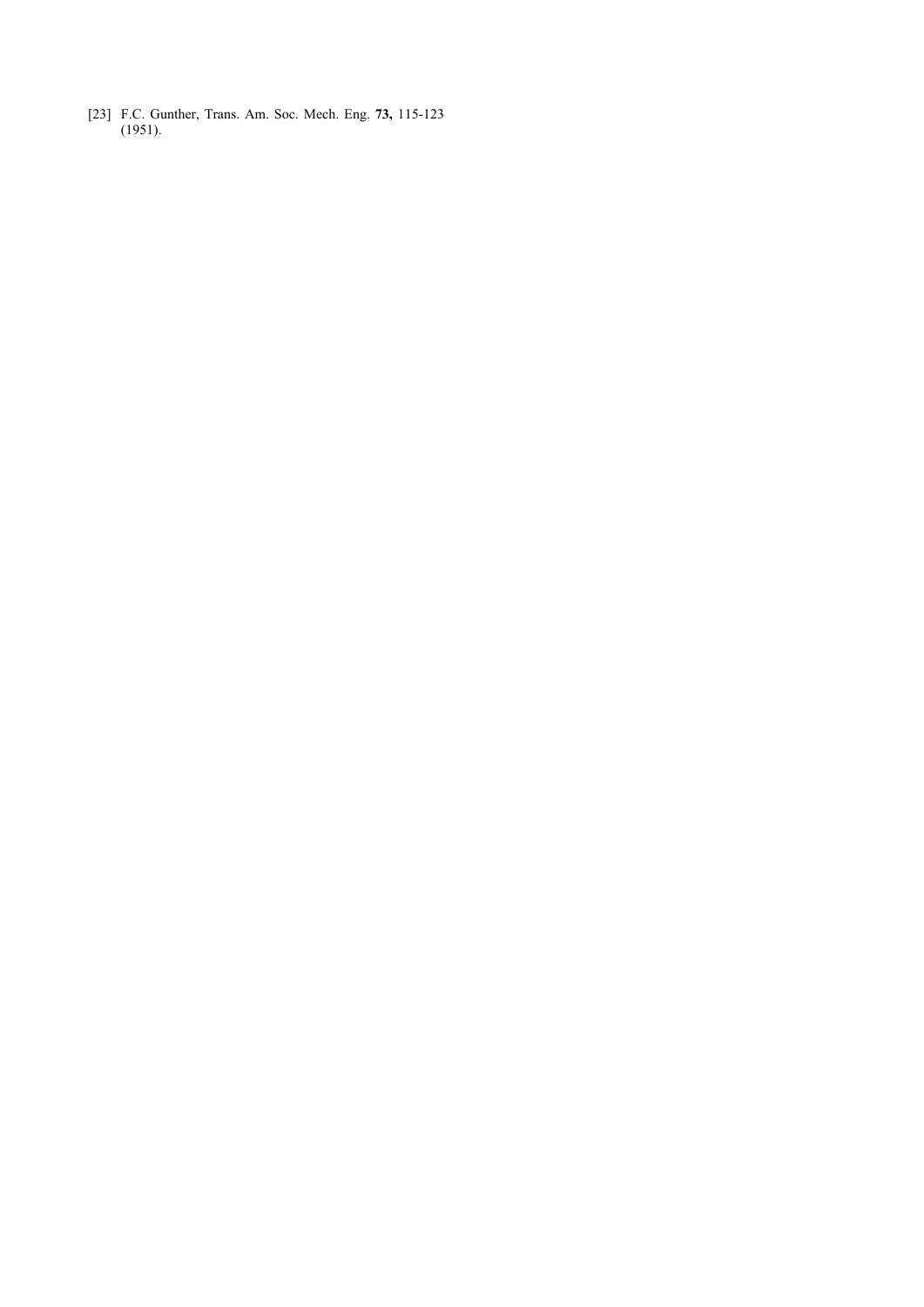[23] F.C. Gunther, Trans. Am. Soc. Mech. Eng. **73,** 115-123 (1951).